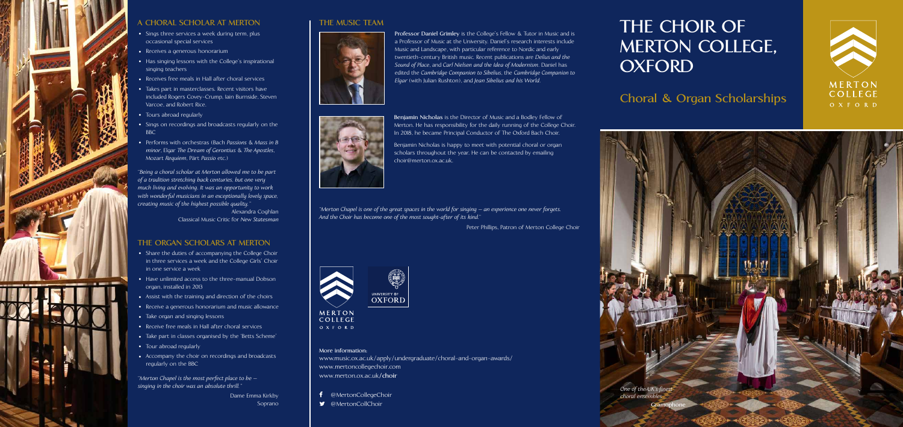# THE CHOIR OF MERTON COLLEGE, OXFORD

## Choral & Organ Scholarships

MERTON COLLEGE OXFORD

*One of the UK's finest choral ensembles*

Gramophone

## A CHORAL SCHOLAR AT MERTON

- Sings three services a week during term, plus occasional special services
- Receives a generous honorarium
- Has singing lessons with the College's inspirational singing teachers
- Receives free meals in Hall after choral services
- Takes part in masterclasses. Recent visitors have included Rogers Covey-Crump, Iain Burnside, Steven Varcoe, and Robert Rice.
- Tours abroad regularly
- Sings on recordings and broadcasts regularly on the BBC
- Performs with orchestras (Bach *Passions* & *Mass in B minor*, Elgar *The Dream of Gerontius* & *The Apostles*, Mozart *Requiem*, Pärt *Passio* etc.)

*"Being a choral scholar at Merton allowed me to be part of a tradition stretching back centuries, but one very much living and evolving. It was an opportunity to work with wonderful musicians in an exceptionally lovely space, creating music of the highest possible quality."*

Alexandra Coghlan
Classical Music Critic for *New Statesman*

## THE ORGAN SCHOLARS AT MERTON

- Share the duties of accompanying the College Choir in three services a week and the College Girls' Choir in one service a week
- Have unlimited access to the three-manual Dobson organ, installed in 2013
- Assist with the training and direction of the choirs
- Receive a generous honorarium and music allowance
- Take organ and singing lessons
- Receive free meals in Hall after choral services
- Take part in classes organised by the 'Betts Scheme'
- Tour abroad regularly
- Accompany the choir on recordings and broadcasts regularly on the BBC

*"Merton Chapel is the most perfect place to be – singing in the choir was an absolute thrill."*

Dame Emma Kirkby
Soprano

## THE MUSIC TEAM

**Professor Daniel Grimley** is the College's Fellow & Tutor in Music and is a Professor of Music at the University. Daniel's research interests include Music and Landscape, with particular reference to Nordic and early twentieth-century British music. Recent publications are *Delius and the Sound of Place*, and *Carl Nielsen and the Idea of Modernism*. Daniel has edited the *Cambridge Companion to Sibelius*, the *Cambridge Companion to Elgar* (with Julian Rushton), and *Jean Sibelius and his World*.

**Benjamin Nicholas** is the Director of Music and a Bodley Fellow of Merton. He has responsibility for the daily running of the College Choir. In 2018, he became Principal Conductor of The Oxford Bach Choir.

Benjamin Nicholas is happy to meet with potential choral or organ scholars throughout the year. He can be contacted by emailing choir@merton.ox.ac.uk.

*"Merton Chapel is one of the great spaces in the world for singing – an experience one never forgets. And the Choir has become one of the most sought-after of its kind."*

Peter Phillips, Patron of Merton College Choir

MERTON COLLEGE OXFORD

UNIVERSITY OF OXFORD

**More information:**
www.music.ox.ac.uk/apply/undergraduate/choral-and-organ-awards/
www.mertoncollegechoir.com
www.merton.ox.ac.uk/**choir**

@MertonCollegeChoir
@MertonCollChoir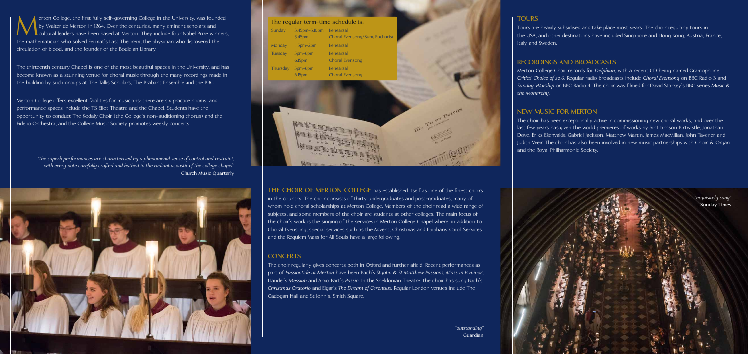Merton College, the first fully self-governing College in the University, was founded by Walter de Merton in 1264. Over the centuries, many eminent scholars and cultural leaders have been based at Merton. They include four Nobel Prize winners, the mathematician who solved Fermat's Last Theorem, the physician who discovered the circulation of blood, and the founder of the Bodleian Library.

The thirteenth century Chapel is one of the most beautiful spaces in the University, and has become known as a stunning venue for choral music through the many recordings made in the building by such groups at The Tallis Scholars, The Brabant Ensemble and the BBC.

Merton College offers excellent facilities for musicians: there are six practice rooms, and performance spaces include the TS Eliot Theatre and the Chapel. Students have the opportunity to conduct The Kodaly Choir (the College's non-auditioning chorus) and the Fidelio Orchestra, and the College Music Society promotes weekly concerts.

*"the superb performances are characterised by a phenomenal sense of control and restraint, with every note carefully crafted and bathed in the radiant acoustic of the college chapel"*
Church Music Quarterly

**The regular term-time schedule is:**

| | | |
|---|---|---|
| Sunday | 3.45pm–5.10pm | Rehearsal |
| | 5.45pm | Choral Evensong/Sung Eucharist |
| Monday | 1.15pm–2pm | Rehearsal |
| Tuesday | 5pm–6pm | Rehearsal |
| | 6.15pm | Choral Evensong |
| Thursday | 5pm–6pm | Rehearsal |
| | 6.15pm | Choral Evensong |

**THE CHOIR OF MERTON COLLEGE** has established itself as one of the finest choirs in the country. The choir consists of thirty undergraduates and post-graduates, many of whom hold choral scholarships at Merton College. Members of the choir read a wide range of subjects, and some members of the choir are students at other colleges. The main focus of the choir's work is the singing of the services in Merton College Chapel where, in addition to Choral Evensong, special services such as the Advent, Christmas and Epiphany Carol Services and the Requiem Mass for All Souls have a large following.

## CONCERTS

The choir regularly gives concerts both in Oxford and further afield. Recent performances as part of *Passiontide at Merton* have been Bach's *St John & St Matthew Passions*, *Mass in B minor*, Handel's *Messiah* and Arvo Pärt's *Passio*. In the Sheldonian Theatre, the choir has sung Bach's *Christmas Oratorio* and Elgar's *The Dream of Gerontius*. Regular London venues include The Cadogan Hall and St John's, Smith Square.

*"outstanding"*
Guardian

## TOURS

Tours are heavily subsidised and take place most years. The choir regularly tours in the USA, and other destinations have included Singapore and Hong Kong, Austria, France, Italy and Sweden.

## RECORDINGS AND BROADCASTS

Merton College Choir records for *Delphian*, with a recent CD being named Gramophone *Critics' Choice of 2016*. Regular radio broadcasts include *Choral Evensong* on BBC Radio 3 and *Sunday Worship* on BBC Radio 4. The choir was filmed for David Starkey's BBC series *Music & the Monarchy*.

## NEW MUSIC FOR MERTON

The choir has been exceptionally active in commissioning new choral works, and over the last few years has given the world premieres of works by Sir Harrison Birtwistle, Jonathan Dove, Ēriks Ešenvalds, Gabriel Jackson, Matthew Martin, James MacMillan, John Tavener and Judith Weir. The choir has also been involved in new music partnerships with Choir & Organ and the Royal Philharmonic Society.

*"exquisitely sung"*
Sunday Times